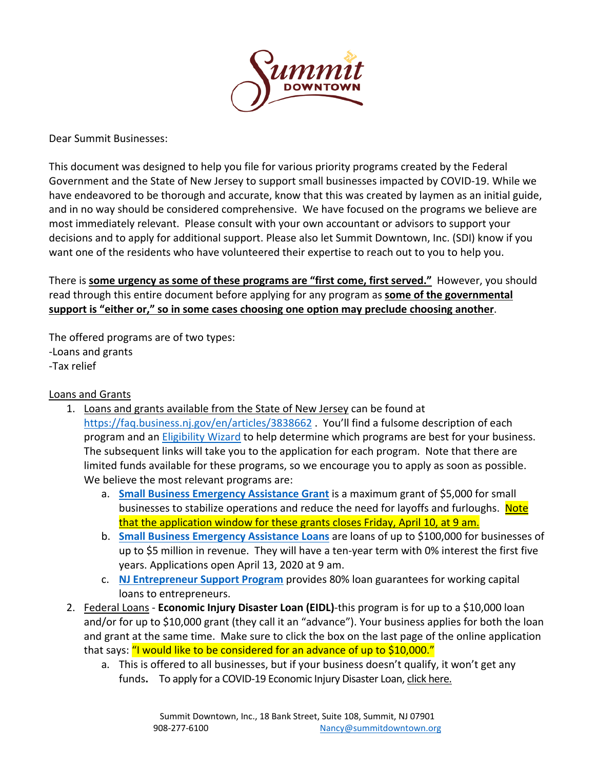Summit DOWNTOWN

Dear Summit Businesses:

This document was designed to help you file for various priority programs created by the Federal Government and the State of New Jersey to support small businesses impacted by COVID-19. While we have endeavored to be thorough and accurate, know that this was created by laymen as an initial guide, and in no way should be considered comprehensive. We have focused on the programs we believe are most immediately relevant. Please consult with your own accountant or advisors to support your decisions and to apply for additional support. Please also let Summit Downtown, Inc. (SDI) know if you want one of the residents who have volunteered their expertise to reach out to you to help you.

There is **some urgency as some of these programs are "first come, first served."** However, you should read through this entire document before applying for any program as **some of the governmental support is "either or," so in some cases choosing one option may preclude choosing another**.

The offered programs are of two types:
-Loans and grants
-Tax relief

Loans and Grants

1. Loans and grants available from the State of New Jersey can be found at https://faq.business.nj.gov/en/articles/3838662 . You'll find a fulsome description of each program and an Eligibility Wizard to help determine which programs are best for your business. The subsequent links will take you to the application for each program. Note that there are limited funds available for these programs, so we encourage you to apply as soon as possible. We believe the most relevant programs are:
   a. **Small Business Emergency Assistance Grant** is a maximum grant of $5,000 for small businesses to stabilize operations and reduce the need for layoffs and furloughs. Note that the application window for these grants closes Friday, April 10, at 9 am.
   b. **Small Business Emergency Assistance Loans** are loans of up to $100,000 for businesses of up to $5 million in revenue. They will have a ten-year term with 0% interest the first five years. Applications open April 13, 2020 at 9 am.
   c. **NJ Entrepreneur Support Program** provides 80% loan guarantees for working capital loans to entrepreneurs.
2. Federal Loans - **Economic Injury Disaster Loan (EIDL)**-this program is for up to a $10,000 loan and/or for up to $10,000 grant (they call it an "advance"). Your business applies for both the loan and grant at the same time. Make sure to click the box on the last page of the online application that says: "I would like to be considered for an advance of up to $10,000."
   a. This is offered to all businesses, but if your business doesn't qualify, it won't get any funds**.** To apply for a COVID-19 Economic Injury Disaster Loan, click here.

Summit Downtown, Inc., 18 Bank Street, Suite 108, Summit, NJ 07901
908-277-6100 Nancy@summitdowntown.org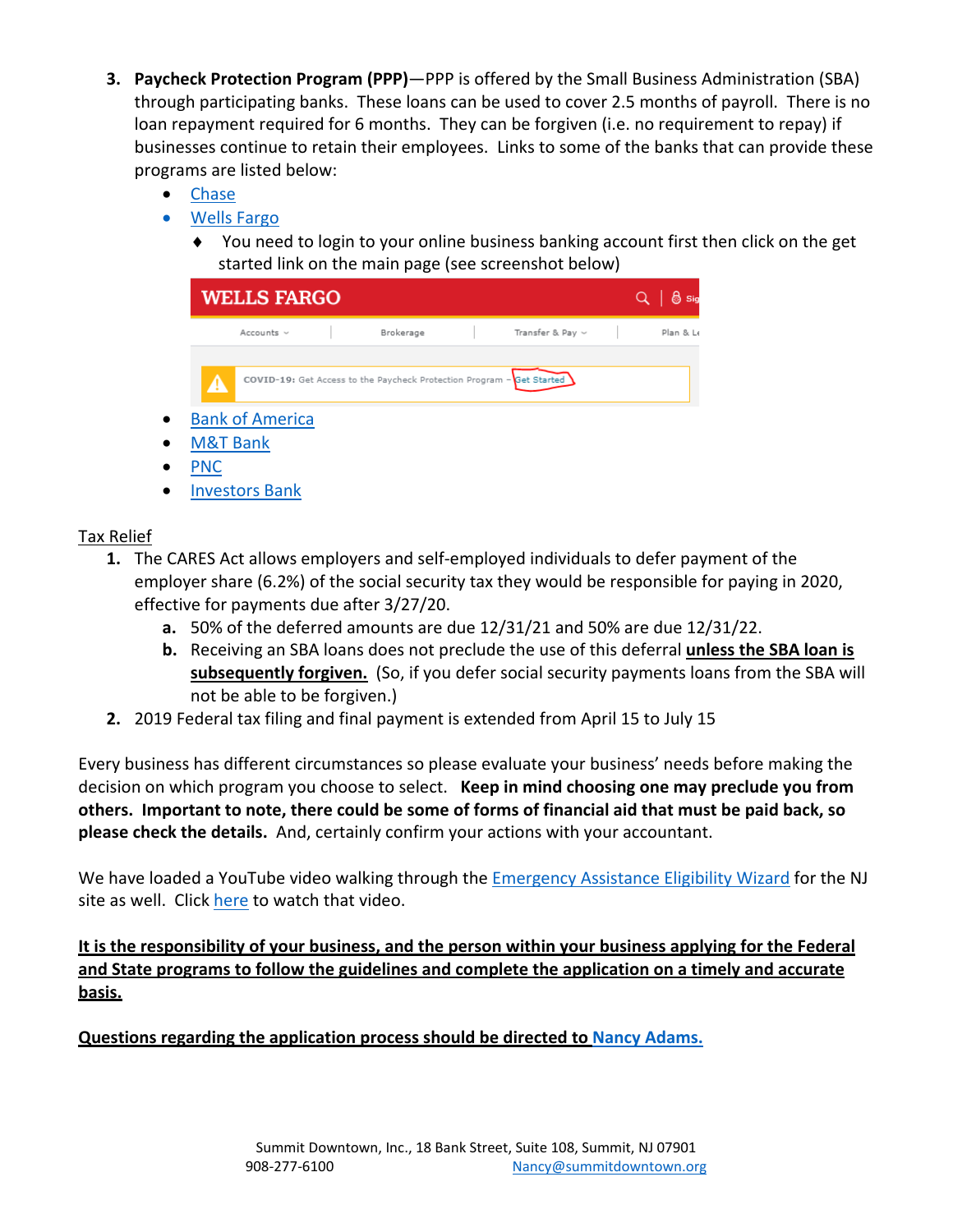3. **Paycheck Protection Program (PPP)**—PPP is offered by the Small Business Administration (SBA) through participating banks. These loans can be used to cover 2.5 months of payroll. There is no loan repayment required for 6 months. They can be forgiven (i.e. no requirement to repay) if businesses continue to retain their employees. Links to some of the banks that can provide these programs are listed below:
   - Chase
   - Wells Fargo
     - ♦ You need to login to your online business banking account first then click on the get started link on the main page (see screenshot below)

WELLS FARGO

Accounts | Brokerage | Transfer & Pay | Plan & Le

COVID-19: Get Access to the Paycheck Protection Program – Get Started

   - Bank of America
   - M&T Bank
   - PNC
   - Investors Bank

Tax Relief

1. The CARES Act allows employers and self-employed individuals to defer payment of the employer share (6.2%) of the social security tax they would be responsible for paying in 2020, effective for payments due after 3/27/20.
   a. 50% of the deferred amounts are due 12/31/21 and 50% are due 12/31/22.
   b. Receiving an SBA loans does not preclude the use of this deferral **unless the SBA loan is subsequently forgiven.** (So, if you defer social security payments loans from the SBA will not be able to be forgiven.)
2. 2019 Federal tax filing and final payment is extended from April 15 to July 15

Every business has different circumstances so please evaluate your business' needs before making the decision on which program you choose to select. **Keep in mind choosing one may preclude you from others. Important to note, there could be some of forms of financial aid that must be paid back, so please check the details.** And, certainly confirm your actions with your accountant.

We have loaded a YouTube video walking through the Emergency Assistance Eligibility Wizard for the NJ site as well. Click here to watch that video.

**It is the responsibility of your business, and the person within your business applying for the Federal and State programs to follow the guidelines and complete the application on a timely and accurate basis.**

**Questions regarding the application process should be directed to Nancy Adams.**

Summit Downtown, Inc., 18 Bank Street, Suite 108, Summit, NJ 07901
908-277-6100 Nancy@summitdowntown.org